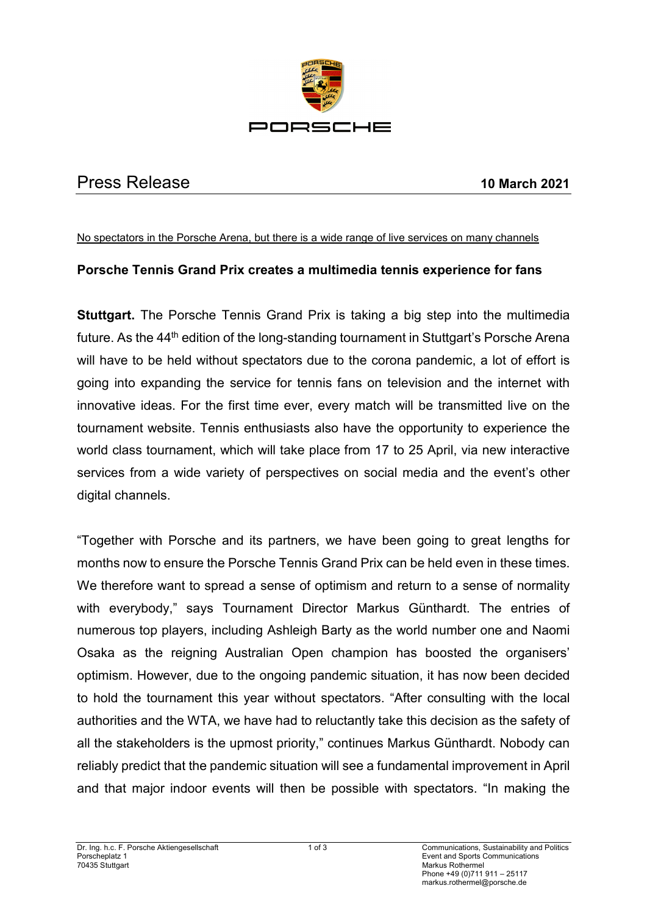# Press Release

**10 March 2021**

No spectators in the Porsche Arena, but there is a wide range of live services on many channels

## Porsche Tennis Grand Prix creates a multimedia tennis experience for fans

**Stuttgart.** The Porsche Tennis Grand Prix is taking a big step into the multimedia future. As the 44th edition of the long-standing tournament in Stuttgart's Porsche Arena will have to be held without spectators due to the corona pandemic, a lot of effort is going into expanding the service for tennis fans on television and the internet with innovative ideas. For the first time ever, every match will be transmitted live on the tournament website. Tennis enthusiasts also have the opportunity to experience the world class tournament, which will take place from 17 to 25 April, via new interactive services from a wide variety of perspectives on social media and the event's other digital channels.

"Together with Porsche and its partners, we have been going to great lengths for months now to ensure the Porsche Tennis Grand Prix can be held even in these times. We therefore want to spread a sense of optimism and return to a sense of normality with everybody," says Tournament Director Markus Günthardt. The entries of numerous top players, including Ashleigh Barty as the world number one and Naomi Osaka as the reigning Australian Open champion has boosted the organisers' optimism. However, due to the ongoing pandemic situation, it has now been decided to hold the tournament this year without spectators. "After consulting with the local authorities and the WTA, we have had to reluctantly take this decision as the safety of all the stakeholders is the upmost priority," continues Markus Günthardt. Nobody can reliably predict that the pandemic situation will see a fundamental improvement in April and that major indoor events will then be possible with spectators. "In making the

Dr. Ing. h.c. F. Porsche Aktiengesellschaft
Porscheplatz 1
70435 Stuttgart

Communications, Sustainability and Politics
Event and Sports Communications
Markus Rothermel
Phone +49 (0)711 911 – 25117
markus.rothermel@porsche.de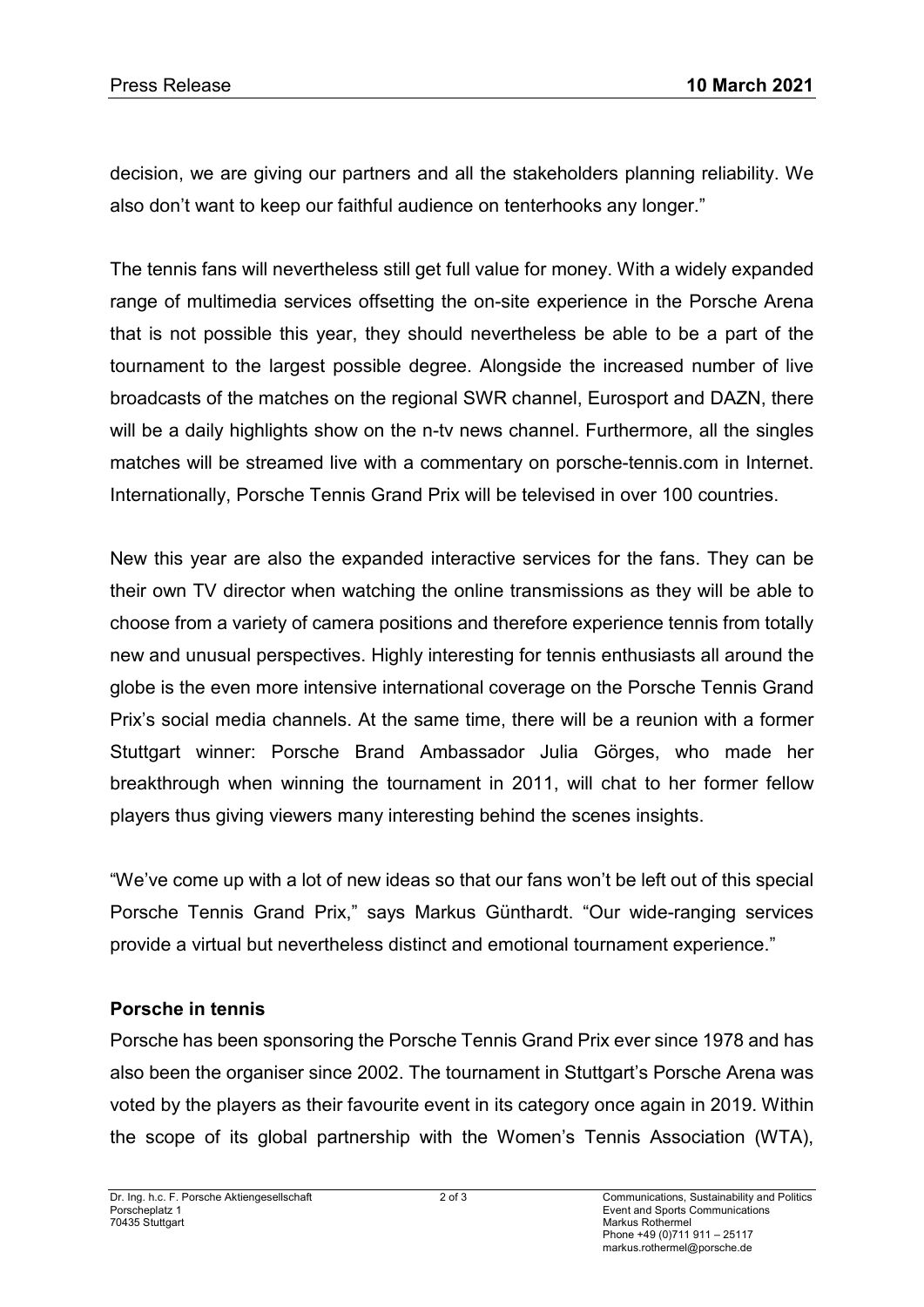decision, we are giving our partners and all the stakeholders planning reliability. We also don't want to keep our faithful audience on tenterhooks any longer."

The tennis fans will nevertheless still get full value for money. With a widely expanded range of multimedia services offsetting the on-site experience in the Porsche Arena that is not possible this year, they should nevertheless be able to be a part of the tournament to the largest possible degree. Alongside the increased number of live broadcasts of the matches on the regional SWR channel, Eurosport and DAZN, there will be a daily highlights show on the n-tv news channel. Furthermore, all the singles matches will be streamed live with a commentary on porsche-tennis.com in Internet. Internationally, Porsche Tennis Grand Prix will be televised in over 100 countries.

New this year are also the expanded interactive services for the fans. They can be their own TV director when watching the online transmissions as they will be able to choose from a variety of camera positions and therefore experience tennis from totally new and unusual perspectives. Highly interesting for tennis enthusiasts all around the globe is the even more intensive international coverage on the Porsche Tennis Grand Prix's social media channels. At the same time, there will be a reunion with a former Stuttgart winner: Porsche Brand Ambassador Julia Görges, who made her breakthrough when winning the tournament in 2011, will chat to her former fellow players thus giving viewers many interesting behind the scenes insights.

"We've come up with a lot of new ideas so that our fans won't be left out of this special Porsche Tennis Grand Prix," says Markus Günthardt. "Our wide-ranging services provide a virtual but nevertheless distinct and emotional tournament experience."

**Porsche in tennis**

Porsche has been sponsoring the Porsche Tennis Grand Prix ever since 1978 and has also been the organiser since 2002. The tournament in Stuttgart's Porsche Arena was voted by the players as their favourite event in its category once again in 2019. Within the scope of its global partnership with the Women's Tennis Association (WTA),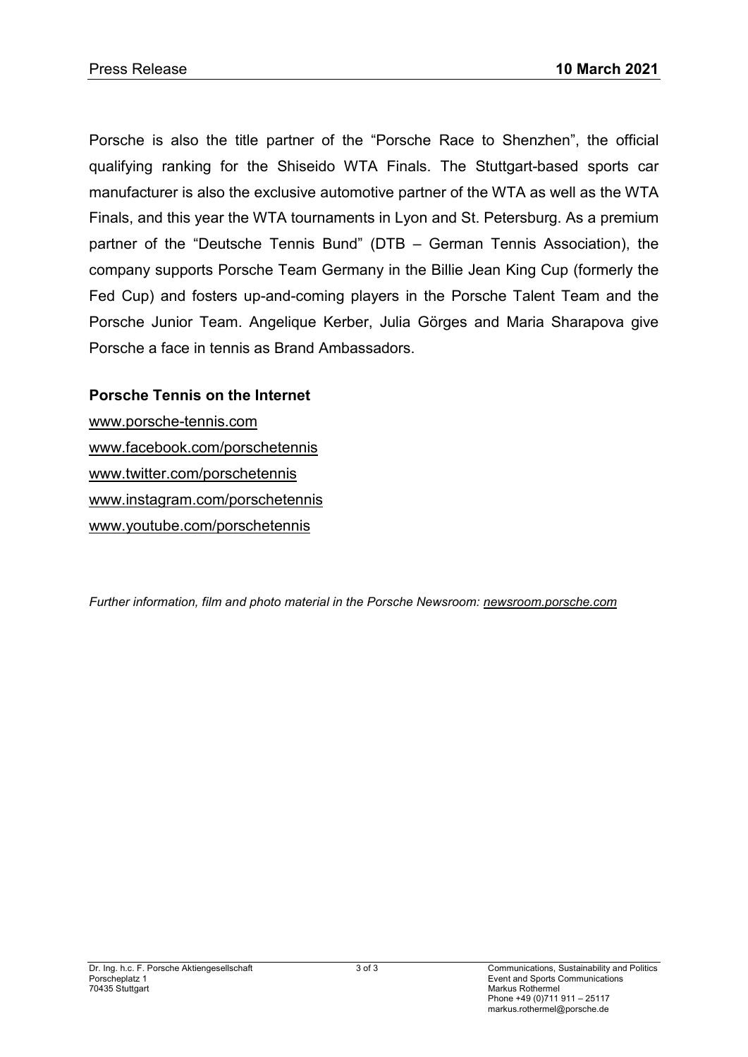Porsche is also the title partner of the "Porsche Race to Shenzhen", the official qualifying ranking for the Shiseido WTA Finals. The Stuttgart-based sports car manufacturer is also the exclusive automotive partner of the WTA as well as the WTA Finals, and this year the WTA tournaments in Lyon and St. Petersburg. As a premium partner of the "Deutsche Tennis Bund" (DTB – German Tennis Association), the company supports Porsche Team Germany in the Billie Jean King Cup (formerly the Fed Cup) and fosters up-and-coming players in the Porsche Talent Team and the Porsche Junior Team. Angelique Kerber, Julia Görges and Maria Sharapova give Porsche a face in tennis as Brand Ambassadors.

**Porsche Tennis on the Internet**

www.porsche-tennis.com
www.facebook.com/porschetennis
www.twitter.com/porschetennis
www.instagram.com/porschetennis
www.youtube.com/porschetennis

*Further information, film and photo material in the Porsche Newsroom: newsroom.porsche.com*

Dr. Ing. h.c. F. Porsche Aktiengesellschaft
Porscheplatz 1
70435 Stuttgart

Communications, Sustainability and Politics
Event and Sports Communications
Markus Rothermel
Phone +49 (0)711 911 – 25117
markus.rothermel@porsche.de